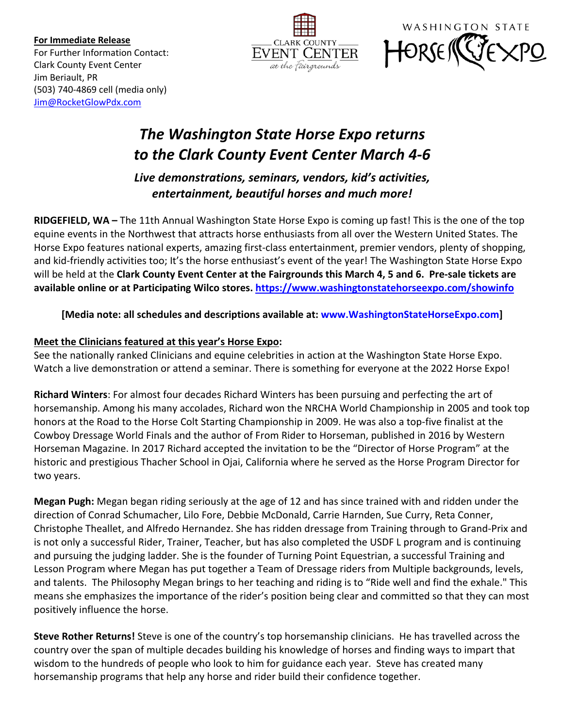**For Immediate Release**
For Further Information Contact:
Clark County Event Center
Jim Beriault, PR
(503) 740-4869 cell (media only)
Jim@RocketGlowPdx.com

# *The Washington State Horse Expo returns to the Clark County Event Center March 4-6*

### *Live demonstrations, seminars, vendors, kid's activities, entertainment, beautiful horses and much more!*

**RIDGEFIELD, WA –** The 11th Annual Washington State Horse Expo is coming up fast! This is the one of the top equine events in the Northwest that attracts horse enthusiasts from all over the Western United States. The Horse Expo features national experts, amazing first-class entertainment, premier vendors, plenty of shopping, and kid-friendly activities too; It's the horse enthusiast's event of the year! The Washington State Horse Expo will be held at the **Clark County Event Center at the Fairgrounds this March 4, 5 and 6. Pre-sale tickets are available online or at Participating Wilco stores. https://www.washingtonstatehorseexpo.com/showinfo**

**[Media note: all schedules and descriptions available at: www.WashingtonStateHorseExpo.com]**

**Meet the Clinicians featured at this year's Horse Expo:**
See the nationally ranked Clinicians and equine celebrities in action at the Washington State Horse Expo. Watch a live demonstration or attend a seminar. There is something for everyone at the 2022 Horse Expo!

**Richard Winters**: For almost four decades Richard Winters has been pursuing and perfecting the art of horsemanship. Among his many accolades, Richard won the NRCHA World Championship in 2005 and took top honors at the Road to the Horse Colt Starting Championship in 2009. He was also a top-five finalist at the Cowboy Dressage World Finals and the author of From Rider to Horseman, published in 2016 by Western Horseman Magazine. In 2017 Richard accepted the invitation to be the "Director of Horse Program" at the historic and prestigious Thacher School in Ojai, California where he served as the Horse Program Director for two years.

**Megan Pugh:** Megan began riding seriously at the age of 12 and has since trained with and ridden under the direction of Conrad Schumacher, Lilo Fore, Debbie McDonald, Carrie Harnden, Sue Curry, Reta Conner, Christophe Theallet, and Alfredo Hernandez. She has ridden dressage from Training through to Grand-Prix and is not only a successful Rider, Trainer, Teacher, but has also completed the USDF L program and is continuing and pursuing the judging ladder. She is the founder of Turning Point Equestrian, a successful Training and Lesson Program where Megan has put together a Team of Dressage riders from Multiple backgrounds, levels, and talents. The Philosophy Megan brings to her teaching and riding is to "Ride well and find the exhale." This means she emphasizes the importance of the rider's position being clear and committed so that they can most positively influence the horse.

**Steve Rother Returns!** Steve is one of the country's top horsemanship clinicians. He has travelled across the country over the span of multiple decades building his knowledge of horses and finding ways to impart that wisdom to the hundreds of people who look to him for guidance each year. Steve has created many horsemanship programs that help any horse and rider build their confidence together.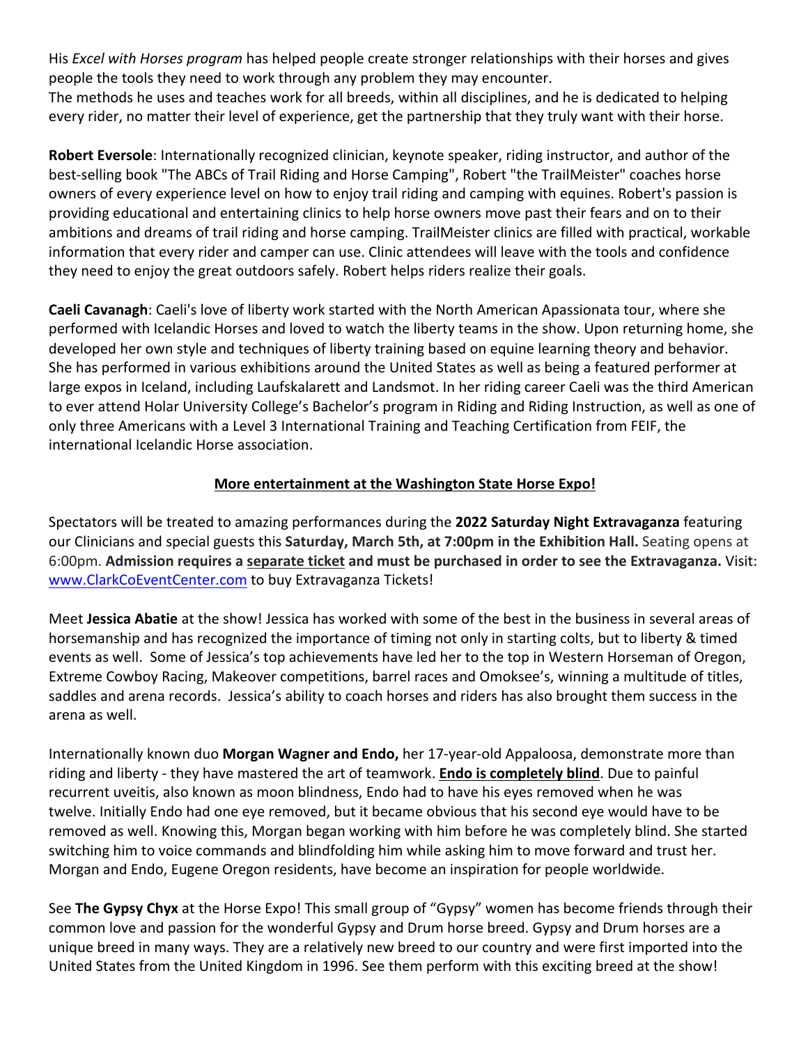His *Excel with Horses program* has helped people create stronger relationships with their horses and gives people the tools they need to work through any problem they may encounter.
The methods he uses and teaches work for all breeds, within all disciplines, and he is dedicated to helping every rider, no matter their level of experience, get the partnership that they truly want with their horse.

**Robert Eversole**: Internationally recognized clinician, keynote speaker, riding instructor, and author of the best-selling book "The ABCs of Trail Riding and Horse Camping", Robert "the TrailMeister" coaches horse owners of every experience level on how to enjoy trail riding and camping with equines. Robert's passion is providing educational and entertaining clinics to help horse owners move past their fears and on to their ambitions and dreams of trail riding and horse camping. TrailMeister clinics are filled with practical, workable information that every rider and camper can use. Clinic attendees will leave with the tools and confidence they need to enjoy the great outdoors safely. Robert helps riders realize their goals.

**Caeli Cavanagh**: Caeli's love of liberty work started with the North American Apassionata tour, where she performed with Icelandic Horses and loved to watch the liberty teams in the show. Upon returning home, she developed her own style and techniques of liberty training based on equine learning theory and behavior. She has performed in various exhibitions around the United States as well as being a featured performer at large expos in Iceland, including Laufskalarett and Landsmot. In her riding career Caeli was the third American to ever attend Holar University College's Bachelor's program in Riding and Riding Instruction, as well as one of only three Americans with a Level 3 International Training and Teaching Certification from FEIF, the international Icelandic Horse association.

## More entertainment at the Washington State Horse Expo!

Spectators will be treated to amazing performances during the **2022 Saturday Night Extravaganza** featuring our Clinicians and special guests this **Saturday, March 5th, at 7:00pm in the Exhibition Hall.** Seating opens at 6:00pm. **Admission requires a separate ticket and must be purchased in order to see the Extravaganza.** Visit: [www.ClarkCoEventCenter.com](www.ClarkCoEventCenter.com) to buy Extravaganza Tickets!

Meet **Jessica Abatie** at the show! Jessica has worked with some of the best in the business in several areas of horsemanship and has recognized the importance of timing not only in starting colts, but to liberty & timed events as well. Some of Jessica's top achievements have led her to the top in Western Horseman of Oregon, Extreme Cowboy Racing, Makeover competitions, barrel races and Omoksee's, winning a multitude of titles, saddles and arena records. Jessica's ability to coach horses and riders has also brought them success in the arena as well.

Internationally known duo **Morgan Wagner and Endo,** her 17-year-old Appaloosa, demonstrate more than riding and liberty - they have mastered the art of teamwork. **Endo is completely blind**. Due to painful recurrent uveitis, also known as moon blindness, Endo had to have his eyes removed when he was twelve. Initially Endo had one eye removed, but it became obvious that his second eye would have to be removed as well. Knowing this, Morgan began working with him before he was completely blind. She started switching him to voice commands and blindfolding him while asking him to move forward and trust her. Morgan and Endo, Eugene Oregon residents, have become an inspiration for people worldwide.

See **The Gypsy Chyx** at the Horse Expo! This small group of "Gypsy" women has become friends through their common love and passion for the wonderful Gypsy and Drum horse breed. Gypsy and Drum horses are a unique breed in many ways. They are a relatively new breed to our country and were first imported into the United States from the United Kingdom in 1996. See them perform with this exciting breed at the show!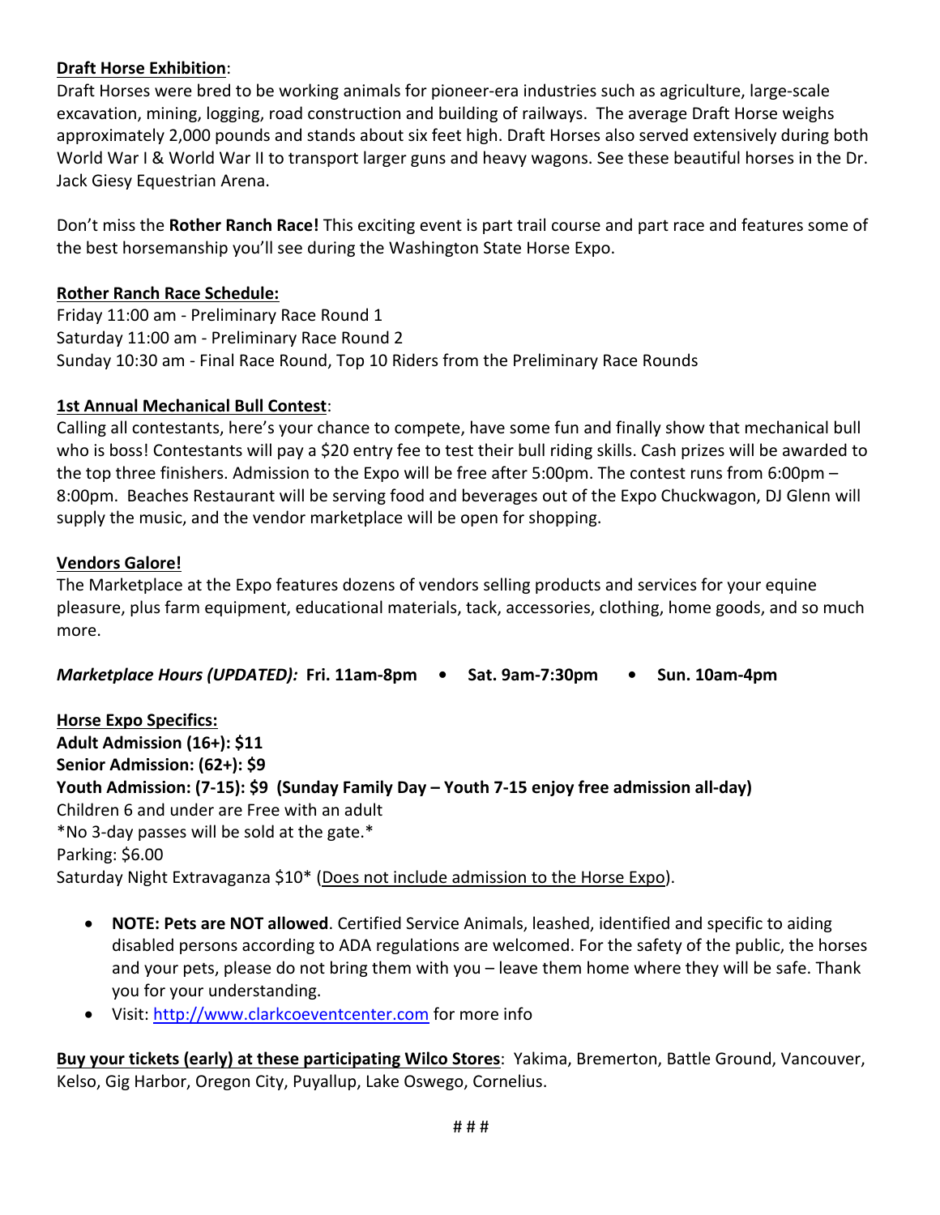**Draft Horse Exhibition**:

Draft Horses were bred to be working animals for pioneer-era industries such as agriculture, large-scale excavation, mining, logging, road construction and building of railways. The average Draft Horse weighs approximately 2,000 pounds and stands about six feet high. Draft Horses also served extensively during both World War I & World War II to transport larger guns and heavy wagons. See these beautiful horses in the Dr. Jack Giesy Equestrian Arena.

Don't miss the **Rother Ranch Race!** This exciting event is part trail course and part race and features some of the best horsemanship you'll see during the Washington State Horse Expo.

**Rother Ranch Race Schedule:**

Friday 11:00 am - Preliminary Race Round 1
Saturday 11:00 am - Preliminary Race Round 2
Sunday 10:30 am - Final Race Round, Top 10 Riders from the Preliminary Race Rounds

**1st Annual Mechanical Bull Contest**:

Calling all contestants, here's your chance to compete, have some fun and finally show that mechanical bull who is boss! Contestants will pay a $20 entry fee to test their bull riding skills. Cash prizes will be awarded to the top three finishers. Admission to the Expo will be free after 5:00pm. The contest runs from 6:00pm – 8:00pm. Beaches Restaurant will be serving food and beverages out of the Expo Chuckwagon, DJ Glenn will supply the music, and the vendor marketplace will be open for shopping.

**Vendors Galore!**

The Marketplace at the Expo features dozens of vendors selling products and services for your equine pleasure, plus farm equipment, educational materials, tack, accessories, clothing, home goods, and so much more.

***Marketplace Hours (UPDATED):*** **Fri. 11am-8pm • Sat. 9am-7:30pm • Sun. 10am-4pm**

**Horse Expo Specifics:**

**Adult Admission (16+): $11**
**Senior Admission: (62+): $9**
**Youth Admission: (7-15): $9 (Sunday Family Day – Youth 7-15 enjoy free admission all-day)**
Children 6 and under are Free with an adult
*No 3-day passes will be sold at the gate.*
Parking: $6.00
Saturday Night Extravaganza $10* (Does not include admission to the Horse Expo).

- **NOTE: Pets are NOT allowed**. Certified Service Animals, leashed, identified and specific to aiding disabled persons according to ADA regulations are welcomed. For the safety of the public, the horses and your pets, please do not bring them with you – leave them home where they will be safe. Thank you for your understanding.
- Visit: [http://www.clarkcoeventcenter.com](http://www.clarkcoeventcenter.com) for more info

**Buy your tickets (early) at these participating Wilco Stores**: Yakima, Bremerton, Battle Ground, Vancouver, Kelso, Gig Harbor, Oregon City, Puyallup, Lake Oswego, Cornelius.

# # #